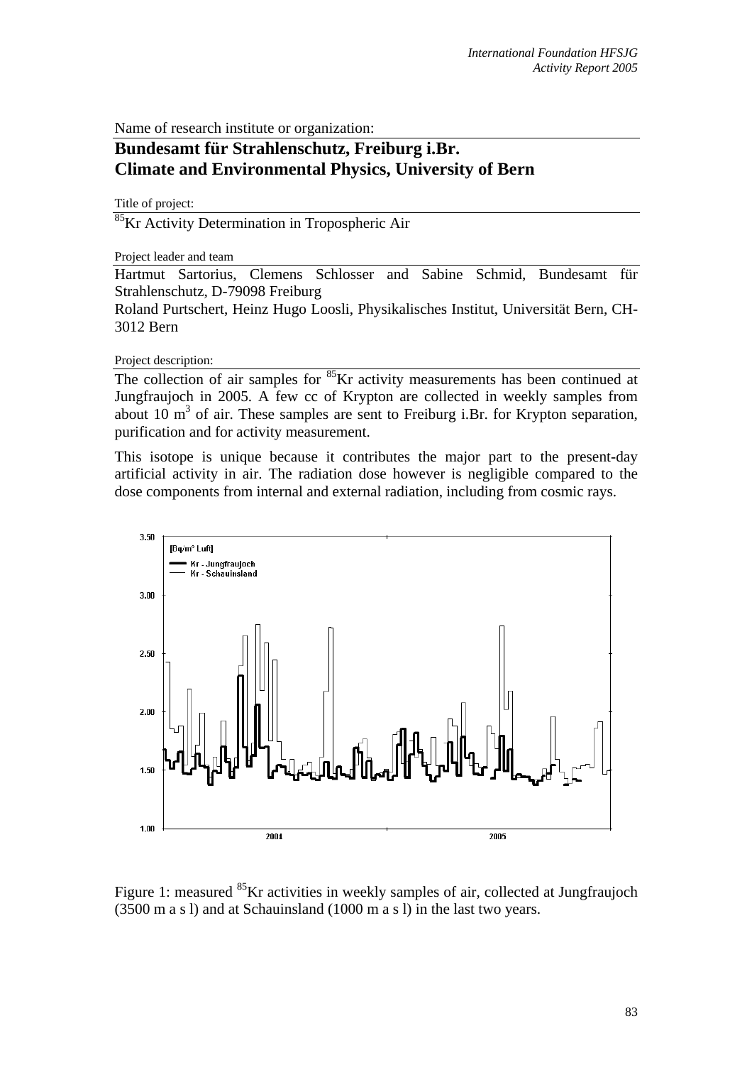Name of research institute or organization:

**Bundesamt für Strahlenschutz, Freiburg i.Br.**
**Climate and Environmental Physics, University of Bern**

Title of project:

$^{85}$Kr Activity Determination in Tropospheric Air

Project leader and team

Hartmut Sartorius, Clemens Schlosser and Sabine Schmid, Bundesamt für Strahlenschutz, D-79098 Freiburg

Roland Purtschert, Heinz Hugo Loosli, Physikalisches Institut, Universität Bern, CH-3012 Bern

Project description:

The collection of air samples for $^{85}$Kr activity measurements has been continued at Jungfraujoch in 2005. A few cc of Krypton are collected in weekly samples from about 10 m$^3$ of air. These samples are sent to Freiburg i.Br. for Krypton separation, purification and for activity measurement.

This isotope is unique because it contributes the major part to the present-day artificial activity in air. The radiation dose however is negligible compared to the dose components from internal and external radiation, including from cosmic rays.

Figure 1: measured $^{85}$Kr activities in weekly samples of air, collected at Jungfraujoch (3500 m a s l) and at Schauinsland (1000 m a s l) in the last two years.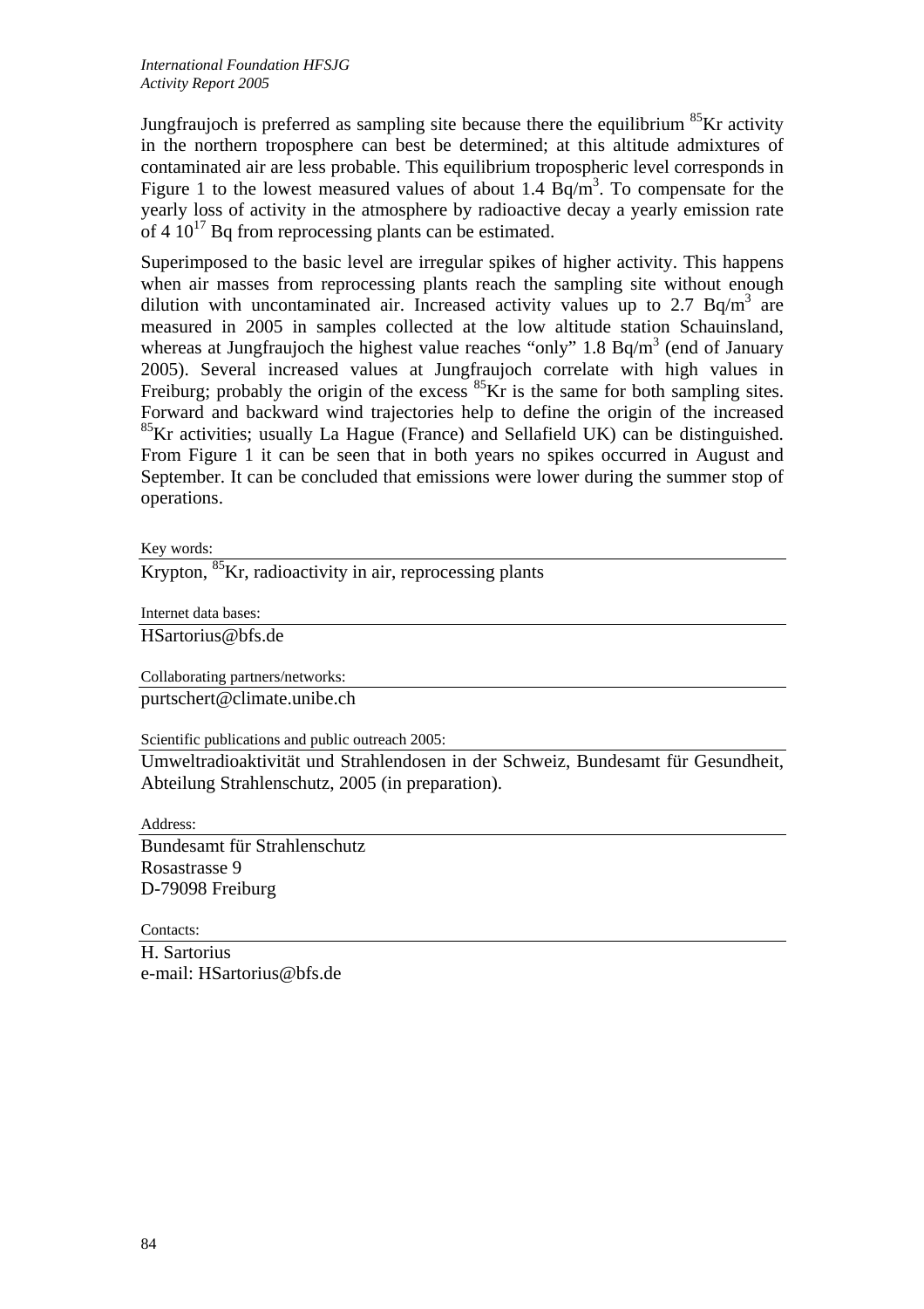Jungfraujoch is preferred as sampling site because there the equilibrium $^{85}Kr$ activity in the northern troposphere can best be determined; at this altitude admixtures of contaminated air are less probable. This equilibrium tropospheric level corresponds in Figure 1 to the lowest measured values of about 1.4 $Bq/m^3$. To compensate for the yearly loss of activity in the atmosphere by radioactive decay a yearly emission rate of 4 $10^{17}$ Bq from reprocessing plants can be estimated.

Superimposed to the basic level are irregular spikes of higher activity. This happens when air masses from reprocessing plants reach the sampling site without enough dilution with uncontaminated air. Increased activity values up to 2.7 $Bq/m^3$ are measured in 2005 in samples collected at the low altitude station Schauinsland, whereas at Jungfraujoch the highest value reaches "only" 1.8 $Bq/m^3$ (end of January 2005). Several increased values at Jungfraujoch correlate with high values in Freiburg; probably the origin of the excess $^{85}Kr$ is the same for both sampling sites. Forward and backward wind trajectories help to define the origin of the increased $^{85}Kr$ activities; usually La Hague (France) and Sellafield UK) can be distinguished. From Figure 1 it can be seen that in both years no spikes occurred in August and September. It can be concluded that emissions were lower during the summer stop of operations.

Key words:

Krypton, $^{85}Kr$, radioactivity in air, reprocessing plants

Internet data bases:

HSartorius@bfs.de

Collaborating partners/networks:

purtschert@climate.unibe.ch

Scientific publications and public outreach 2005:

Umweltradioaktivität und Strahlendosen in der Schweiz, Bundesamt für Gesundheit, Abteilung Strahlenschutz, 2005 (in preparation).

Address:

Bundesamt für Strahlenschutz
Rosastrasse 9
D-79098 Freiburg

Contacts:

H. Sartorius
e-mail: HSartorius@bfs.de